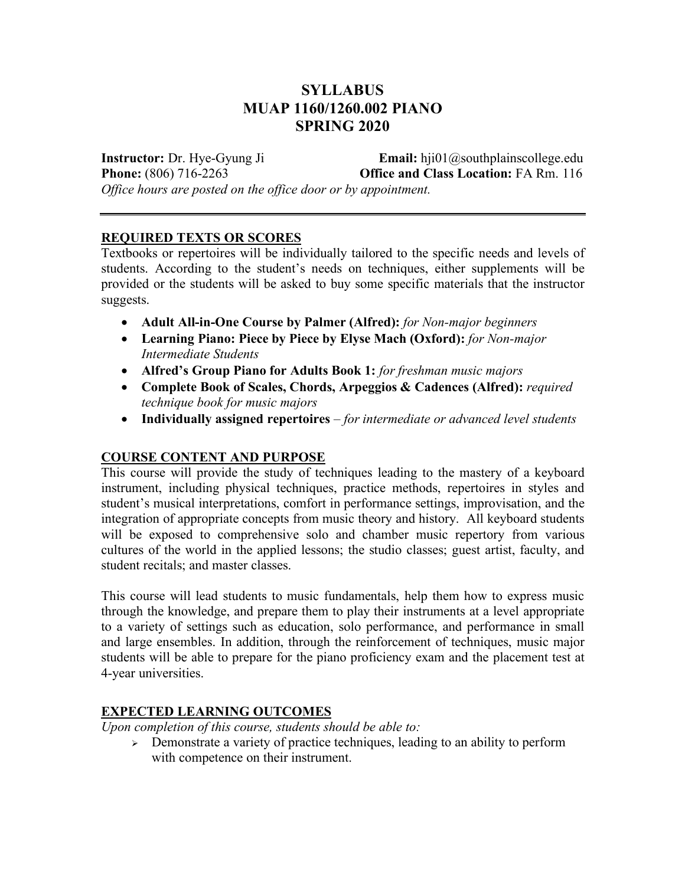# SYLLABUS
# MUAP 1160/1260.002 PIANO
# SPRING 2020

**Instructor:** Dr. Hye-Gyung Ji **Email:** hji01@southplainscollege.edu
**Phone:** (806) 716-2263 **Office and Class Location:** FA Rm. 116
*Office hours are posted on the office door or by appointment.*

---

## REQUIRED TEXTS OR SCORES

Textbooks or repertoires will be individually tailored to the specific needs and levels of students. According to the student's needs on techniques, either supplements will be provided or the students will be asked to buy some specific materials that the instructor suggests.

- **Adult All-in-One Course by Palmer (Alfred):** *for Non-major beginners*
- **Learning Piano: Piece by Piece by Elyse Mach (Oxford):** *for Non-major Intermediate Students*
- **Alfred's Group Piano for Adults Book 1:** *for freshman music majors*
- **Complete Book of Scales, Chords, Arpeggios & Cadences (Alfred):** *required technique book for music majors*
- **Individually assigned repertoires** – *for intermediate or advanced level students*

## COURSE CONTENT AND PURPOSE

This course will provide the study of techniques leading to the mastery of a keyboard instrument, including physical techniques, practice methods, repertoires in styles and student's musical interpretations, comfort in performance settings, improvisation, and the integration of appropriate concepts from music theory and history. All keyboard students will be exposed to comprehensive solo and chamber music repertory from various cultures of the world in the applied lessons; the studio classes; guest artist, faculty, and student recitals; and master classes.

This course will lead students to music fundamentals, help them how to express music through the knowledge, and prepare them to play their instruments at a level appropriate to a variety of settings such as education, solo performance, and performance in small and large ensembles. In addition, through the reinforcement of techniques, music major students will be able to prepare for the piano proficiency exam and the placement test at 4-year universities.

## EXPECTED LEARNING OUTCOMES

*Upon completion of this course, students should be able to:*

- Demonstrate a variety of practice techniques, leading to an ability to perform with competence on their instrument.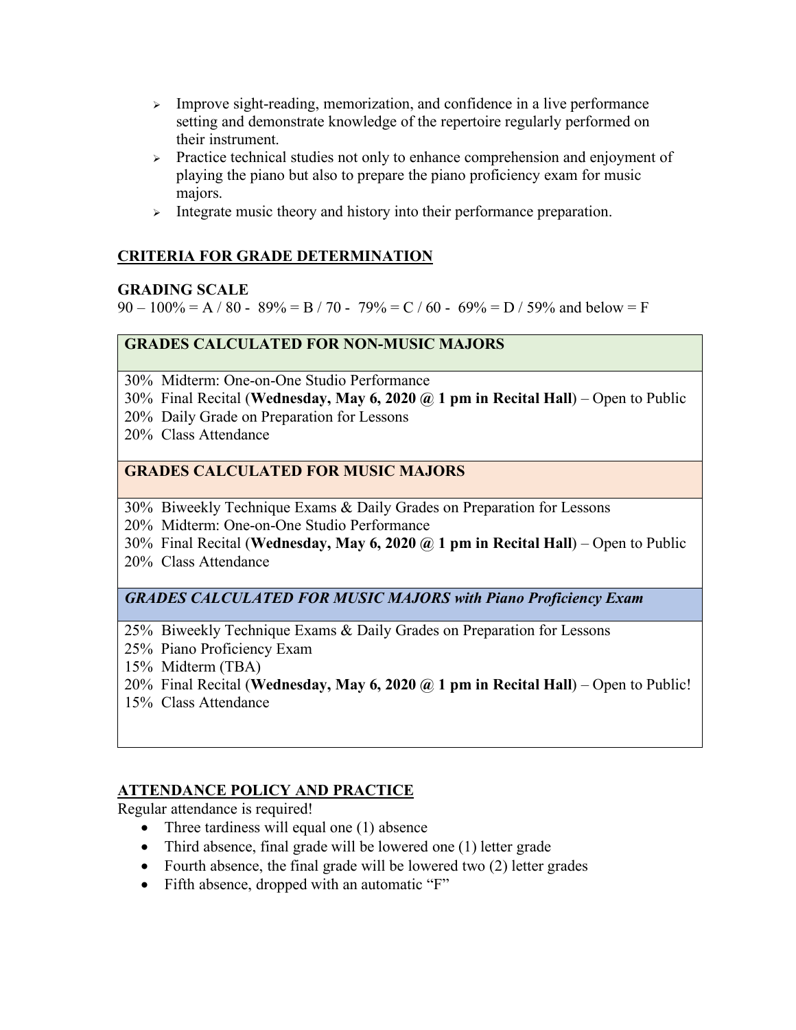- Improve sight-reading, memorization, and confidence in a live performance setting and demonstrate knowledge of the repertoire regularly performed on their instrument.
- Practice technical studies not only to enhance comprehension and enjoyment of playing the piano but also to prepare the piano proficiency exam for music majors.
- Integrate music theory and history into their performance preparation.

## CRITERIA FOR GRADE DETERMINATION

### GRADING SCALE

90 – 100% = A / 80 - 89% = B / 70 - 79% = C / 60 - 69% = D / 59% and below = F

| GRADES CALCULATED FOR NON-MUSIC MAJORS |
| --- |
| 30% Midterm: One-on-One Studio Performance<br>30% Final Recital (**Wednesday, May 6, 2020 @ 1 pm in Recital Hall**) – Open to Public<br>20% Daily Grade on Preparation for Lessons<br>20% Class Attendance |
| **GRADES CALCULATED FOR MUSIC MAJORS** |
| 30% Biweekly Technique Exams & Daily Grades on Preparation for Lessons<br>20% Midterm: One-on-One Studio Performance<br>30% Final Recital (**Wednesday, May 6, 2020 @ 1 pm in Recital Hall**) – Open to Public<br>20% Class Attendance |
| ***GRADES CALCULATED FOR MUSIC MAJORS with Piano Proficiency Exam*** |
| 25% Biweekly Technique Exams & Daily Grades on Preparation for Lessons<br>25% Piano Proficiency Exam<br>15% Midterm (TBA)<br>20% Final Recital (**Wednesday, May 6, 2020 @ 1 pm in Recital Hall**) – Open to Public!<br>15% Class Attendance |

## ATTENDANCE POLICY AND PRACTICE

Regular attendance is required!

- Three tardiness will equal one (1) absence
- Third absence, final grade will be lowered one (1) letter grade
- Fourth absence, the final grade will be lowered two (2) letter grades
- Fifth absence, dropped with an automatic "F"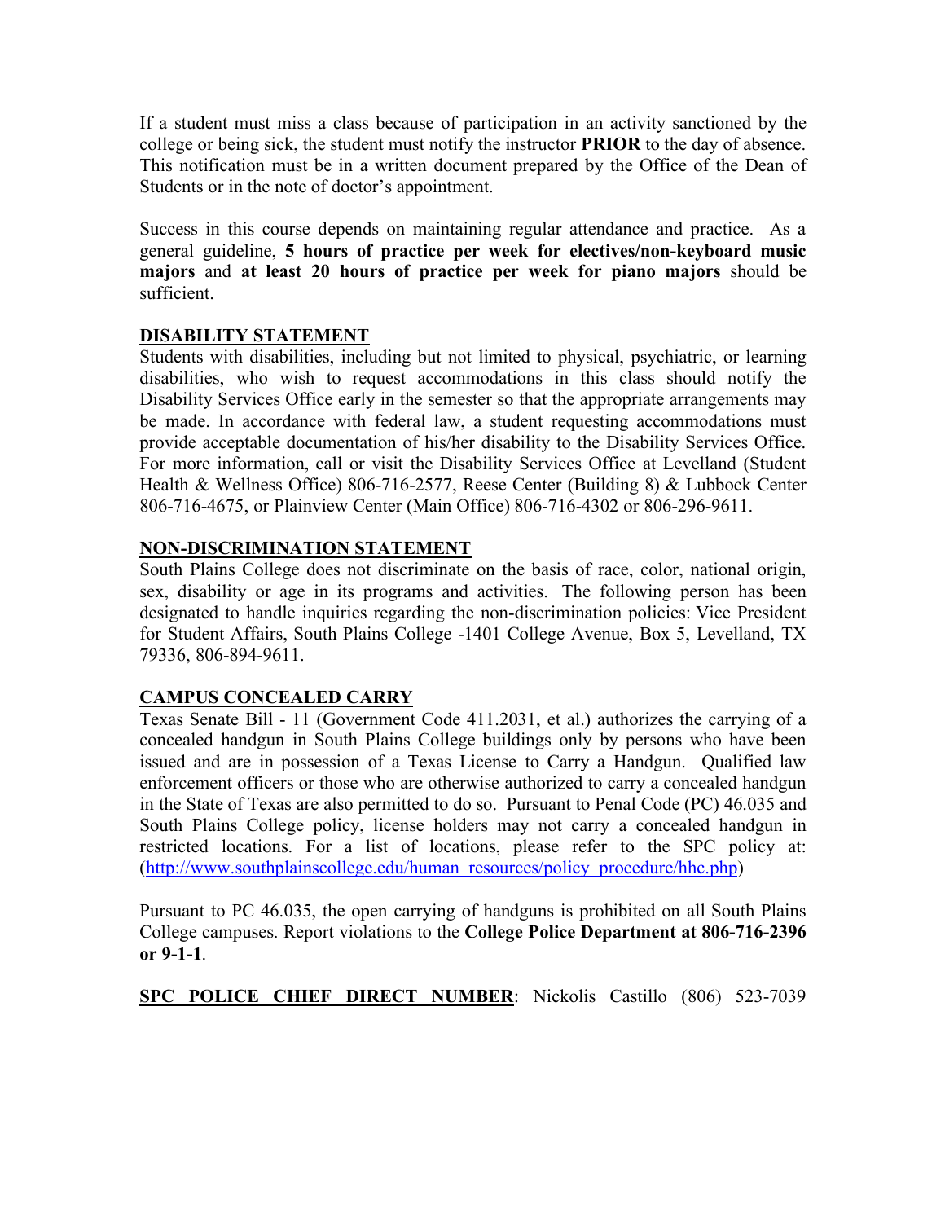If a student must miss a class because of participation in an activity sanctioned by the college or being sick, the student must notify the instructor **PRIOR** to the day of absence. This notification must be in a written document prepared by the Office of the Dean of Students or in the note of doctor's appointment.

Success in this course depends on maintaining regular attendance and practice. As a general guideline, **5 hours of practice per week for electives/non-keyboard music majors** and **at least 20 hours of practice per week for piano majors** should be sufficient.

## DISABILITY STATEMENT

Students with disabilities, including but not limited to physical, psychiatric, or learning disabilities, who wish to request accommodations in this class should notify the Disability Services Office early in the semester so that the appropriate arrangements may be made. In accordance with federal law, a student requesting accommodations must provide acceptable documentation of his/her disability to the Disability Services Office. For more information, call or visit the Disability Services Office at Levelland (Student Health & Wellness Office) 806-716-2577, Reese Center (Building 8) & Lubbock Center 806-716-4675, or Plainview Center (Main Office) 806-716-4302 or 806-296-9611.

## NON-DISCRIMINATION STATEMENT

South Plains College does not discriminate on the basis of race, color, national origin, sex, disability or age in its programs and activities. The following person has been designated to handle inquiries regarding the non-discrimination policies: Vice President for Student Affairs, South Plains College -1401 College Avenue, Box 5, Levelland, TX 79336, 806-894-9611.

## CAMPUS CONCEALED CARRY

Texas Senate Bill - 11 (Government Code 411.2031, et al.) authorizes the carrying of a concealed handgun in South Plains College buildings only by persons who have been issued and are in possession of a Texas License to Carry a Handgun. Qualified law enforcement officers or those who are otherwise authorized to carry a concealed handgun in the State of Texas are also permitted to do so. Pursuant to Penal Code (PC) 46.035 and South Plains College policy, license holders may not carry a concealed handgun in restricted locations. For a list of locations, please refer to the SPC policy at: (http://www.southplainscollege.edu/human_resources/policy_procedure/hhc.php)

Pursuant to PC 46.035, the open carrying of handguns is prohibited on all South Plains College campuses. Report violations to the **College Police Department at 806-716-2396 or 9-1-1**.

**SPC POLICE CHIEF DIRECT NUMBER**: Nickolis Castillo (806) 523-7039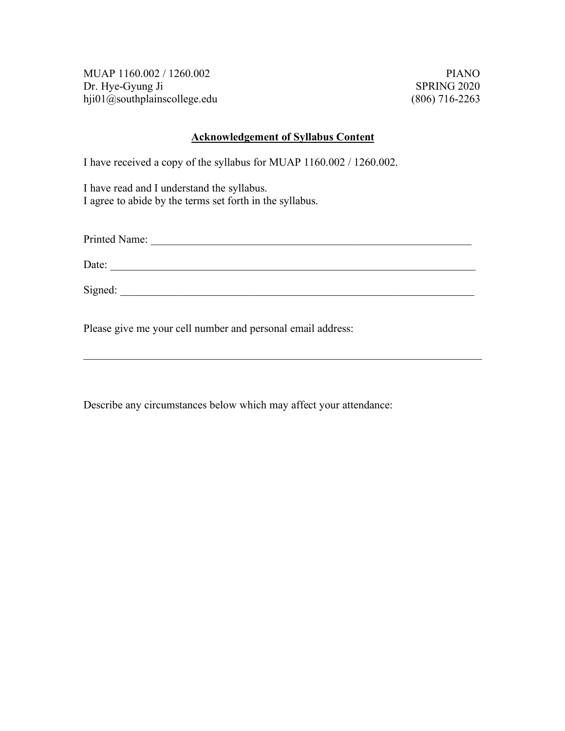MUAP 1160.002 / 1260.002  
Dr. Hye-Gyung Ji  
hji01@southplainscollege.edu

PIANO  
SPRING 2020  
(806) 716-2263

## Acknowledgement of Syllabus Content

I have received a copy of the syllabus for MUAP 1160.002 / 1260.002.

I have read and I understand the syllabus.  
I agree to abide by the terms set forth in the syllabus.

Printed Name: ____________________________________________________________

Date: ____________________________________________________________________

Signed: __________________________________________________________________

Please give me your cell number and personal email address:

_____________________________________________________________________________

Describe any circumstances below which may affect your attendance: